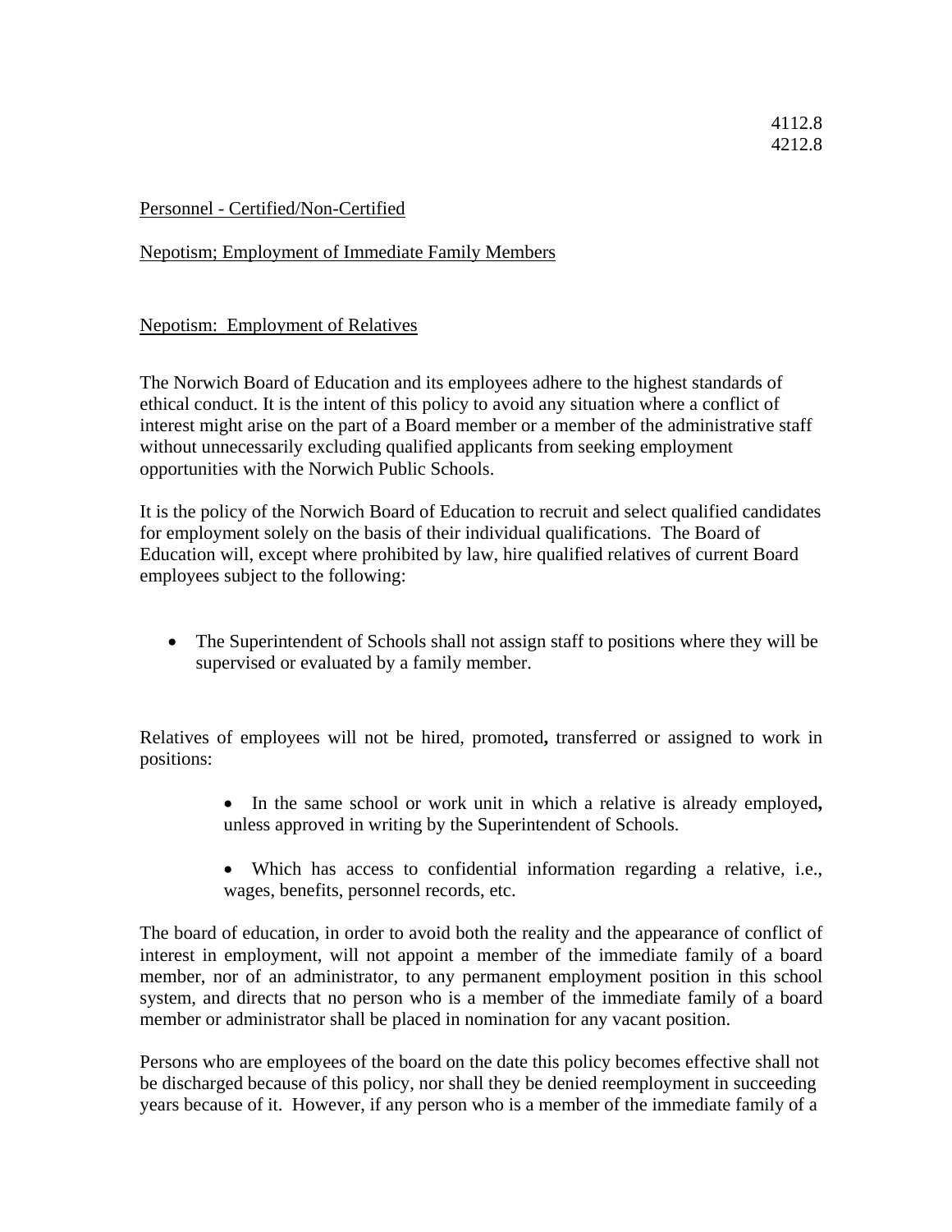4112.8
4212.8

Personnel - Certified/Non-Certified

Nepotism; Employment of Immediate Family Members

Nepotism: Employment of Relatives

The Norwich Board of Education and its employees adhere to the highest standards of ethical conduct. It is the intent of this policy to avoid any situation where a conflict of interest might arise on the part of a Board member or a member of the administrative staff without unnecessarily excluding qualified applicants from seeking employment opportunities with the Norwich Public Schools.

It is the policy of the Norwich Board of Education to recruit and select qualified candidates for employment solely on the basis of their individual qualifications. The Board of Education will, except where prohibited by law, hire qualified relatives of current Board employees subject to the following:

- The Superintendent of Schools shall not assign staff to positions where they will be supervised or evaluated by a family member.

Relatives of employees will not be hired, promoted**,** transferred or assigned to work in positions:

- In the same school or work unit in which a relative is already employed**,** unless approved in writing by the Superintendent of Schools.
- Which has access to confidential information regarding a relative, i.e., wages, benefits, personnel records, etc.

The board of education, in order to avoid both the reality and the appearance of conflict of interest in employment, will not appoint a member of the immediate family of a board member, nor of an administrator, to any permanent employment position in this school system, and directs that no person who is a member of the immediate family of a board member or administrator shall be placed in nomination for any vacant position.

Persons who are employees of the board on the date this policy becomes effective shall not be discharged because of this policy, nor shall they be denied reemployment in succeeding years because of it. However, if any person who is a member of the immediate family of a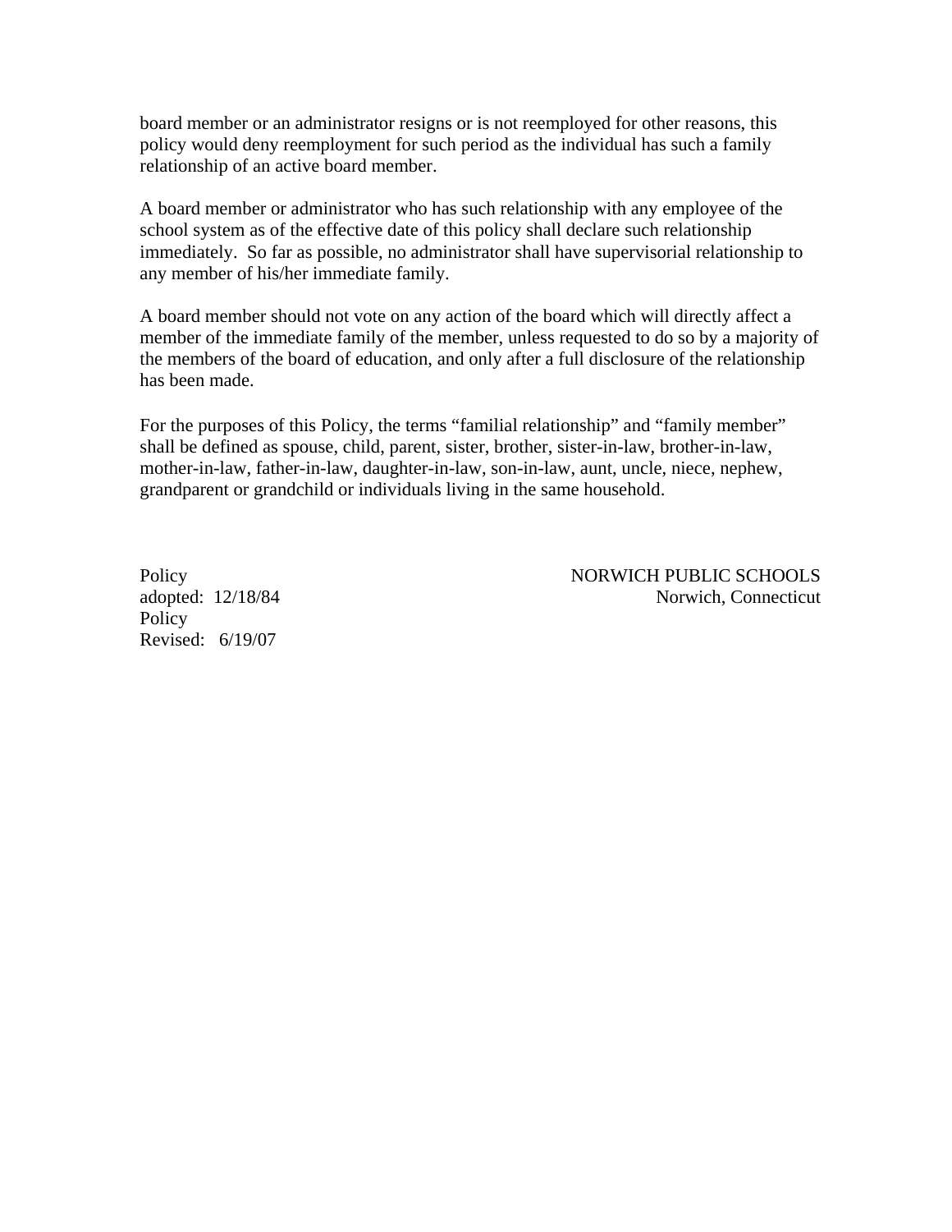board member or an administrator resigns or is not reemployed for other reasons, this policy would deny reemployment for such period as the individual has such a family relationship of an active board member.

A board member or administrator who has such relationship with any employee of the school system as of the effective date of this policy shall declare such relationship immediately. So far as possible, no administrator shall have supervisorial relationship to any member of his/her immediate family.

A board member should not vote on any action of the board which will directly affect a member of the immediate family of the member, unless requested to do so by a majority of the members of the board of education, and only after a full disclosure of the relationship has been made.

For the purposes of this Policy, the terms "familial relationship" and "family member" shall be defined as spouse, child, parent, sister, brother, sister-in-law, brother-in-law, mother-in-law, father-in-law, daughter-in-law, son-in-law, aunt, uncle, niece, nephew, grandparent or grandchild or individuals living in the same household.

Policy
adopted: 12/18/84
Policy
Revised: 6/19/07

NORWICH PUBLIC SCHOOLS
Norwich, Connecticut